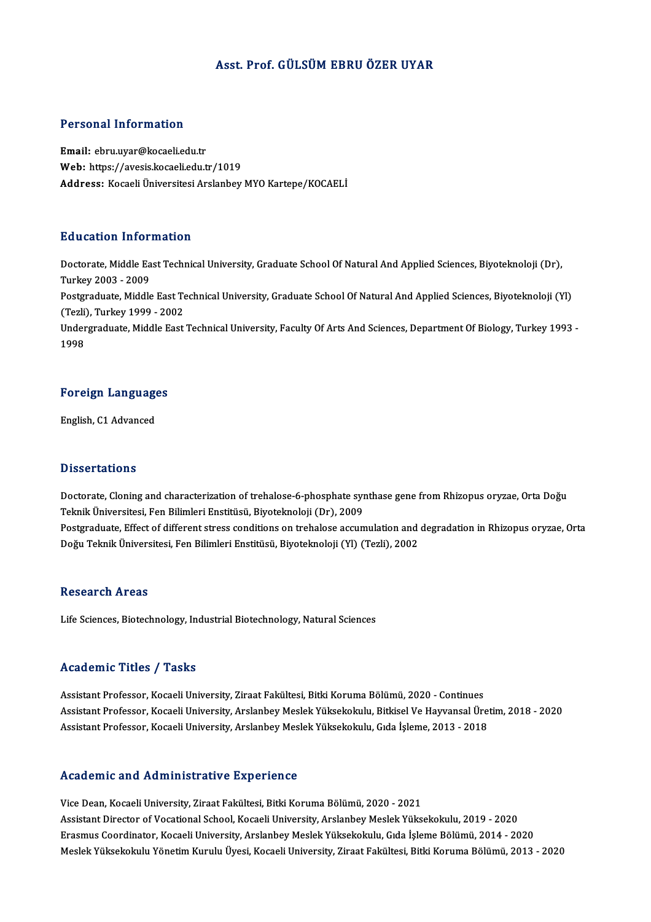# Asst. Prof. GÜLSÜM EBRU ÖZER UYAR

## Personal Information

**Email:** ebru.uyar@kocaeli.edu.tr
**Web:** https://avesis.kocaeli.edu.tr/1019
**Address:** Kocaeli Üniversitesi Arslanbey MYO Kartepe/KOCAELİ

## Education Information

Doctorate, Middle East Technical University, Graduate School Of Natural And Applied Sciences, Biyoteknoloji (Dr), Turkey 2003 - 2009
Postgraduate, Middle East Technical University, Graduate School Of Natural And Applied Sciences, Biyoteknoloji (Yl) (Tezli), Turkey 1999 - 2002
Undergraduate, Middle East Technical University, Faculty Of Arts And Sciences, Department Of Biology, Turkey 1993 - 1998

## Foreign Languages

English, C1 Advanced

## Dissertations

Doctorate, Cloning and characterization of trehalose-6-phosphate synthase gene from Rhizopus oryzae, Orta Doğu Teknik Üniversitesi, Fen Bilimleri Enstitüsü, Biyoteknoloji (Dr), 2009
Postgraduate, Effect of different stress conditions on trehalose accumulation and degradation in Rhizopus oryzae, Orta Doğu Teknik Üniversitesi, Fen Bilimleri Enstitüsü, Biyoteknoloji (Yl) (Tezli), 2002

## Research Areas

Life Sciences, Biotechnology, Industrial Biotechnology, Natural Sciences

## Academic Titles / Tasks

Assistant Professor, Kocaeli University, Ziraat Fakültesi, Bitki Koruma Bölümü, 2020 - Continues
Assistant Professor, Kocaeli University, Arslanbey Meslek Yüksekokulu, Bitkisel Ve Hayvansal Üretim, 2018 - 2020
Assistant Professor, Kocaeli University, Arslanbey Meslek Yüksekokulu, Gıda İşleme, 2013 - 2018

## Academic and Administrative Experience

Vice Dean, Kocaeli University, Ziraat Fakültesi, Bitki Koruma Bölümü, 2020 - 2021
Assistant Director of Vocational School, Kocaeli University, Arslanbey Meslek Yüksekokulu, 2019 - 2020
Erasmus Coordinator, Kocaeli University, Arslanbey Meslek Yüksekokulu, Gıda İşleme Bölümü, 2014 - 2020
Meslek Yüksekokulu Yönetim Kurulu Üyesi, Kocaeli University, Ziraat Fakültesi, Bitki Koruma Bölümü, 2013 - 2020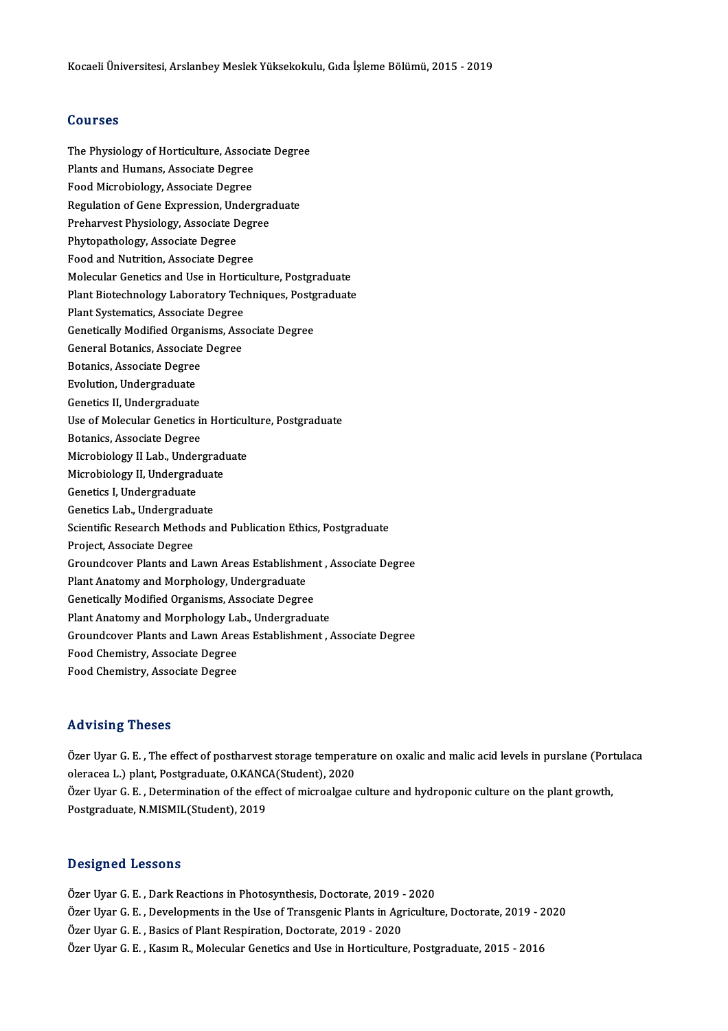Kocaeli Üniversitesi, Arslanbey Meslek Yüksekokulu, Gıda İşleme Bölümü, 2015 - 2019

## Courses

The Physiology of Horticulture, Associate Degree
Plants and Humans, Associate Degree
Food Microbiology, Associate Degree
Regulation of Gene Expression, Undergraduate
Preharvest Physiology, Associate Degree
Phytopathology, Associate Degree
Food and Nutrition, Associate Degree
Molecular Genetics and Use in Horticulture, Postgraduate
Plant Biotechnology Laboratory Techniques, Postgraduate
Plant Systematics, Associate Degree
Genetically Modified Organisms, Associate Degree
General Botanics, Associate Degree
Botanics, Associate Degree
Evolution, Undergraduate
Genetics II, Undergraduate
Use of Molecular Genetics in Horticulture, Postgraduate
Botanics, Associate Degree
Microbiology II Lab., Undergraduate
Microbiology II, Undergraduate
Genetics I, Undergraduate
Genetics Lab., Undergraduate
Scientific Research Methods and Publication Ethics, Postgraduate
Project, Associate Degree
Groundcover Plants and Lawn Areas Establishment , Associate Degree
Plant Anatomy and Morphology, Undergraduate
Genetically Modified Organisms, Associate Degree
Plant Anatomy and Morphology Lab., Undergraduate
Groundcover Plants and Lawn Areas Establishment , Associate Degree
Food Chemistry, Associate Degree
Food Chemistry, Associate Degree

## Advising Theses

Özer Uyar G. E. , The effect of postharvest storage temperature on oxalic and malic acid levels in purslane (Portulaca oleracea L.) plant, Postgraduate, O.KANCA(Student), 2020
Özer Uyar G. E. , Determination of the effect of microalgae culture and hydroponic culture on the plant growth, Postgraduate, N.MISMIL(Student), 2019

## Designed Lessons

Özer Uyar G. E. , Dark Reactions in Photosynthesis, Doctorate, 2019 - 2020
Özer Uyar G. E. , Developments in the Use of Transgenic Plants in Agriculture, Doctorate, 2019 - 2020
Özer Uyar G. E. , Basics of Plant Respiration, Doctorate, 2019 - 2020
Özer Uyar G. E. , Kasım R., Molecular Genetics and Use in Horticulture, Postgraduate, 2015 - 2016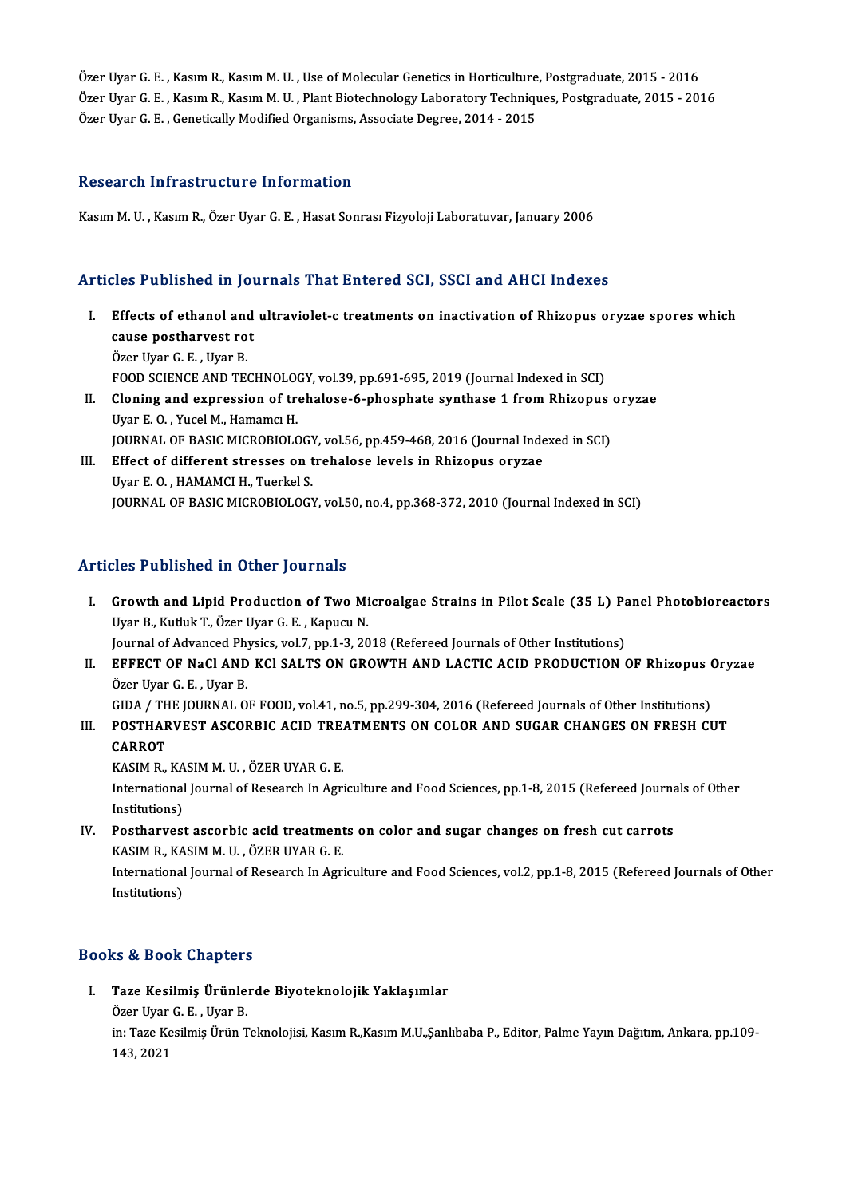Özer Uyar G. E. , Kasım R., Kasım M. U. , Use of Molecular Genetics in Horticulture, Postgraduate, 2015 - 2016
Özer Uyar G. E. , Kasım R., Kasım M. U. , Plant Biotechnology Laboratory Techniques, Postgraduate, 2015 - 2016
Özer Uyar G. E. , Genetically Modified Organisms, Associate Degree, 2014 - 2015

## Research Infrastructure Information

Kasım M. U. , Kasım R., Özer Uyar G. E. , Hasat Sonrası Fizyoloji Laboratuvar, January 2006

## Articles Published in Journals That Entered SCI, SSCI and AHCI Indexes

I. **Effects of ethanol and ultraviolet-c treatments on inactivation of Rhizopus oryzae spores which cause postharvest rot**
   Özer Uyar G. E. , Uyar B.
   FOOD SCIENCE AND TECHNOLOGY, vol.39, pp.691-695, 2019 (Journal Indexed in SCI)
II. **Cloning and expression of trehalose-6-phosphate synthase 1 from Rhizopus oryzae**
   Uyar E. O. , Yucel M., Hamamcı H.
   JOURNAL OF BASIC MICROBIOLOGY, vol.56, pp.459-468, 2016 (Journal Indexed in SCI)
III. **Effect of different stresses on trehalose levels in Rhizopus oryzae**
   Uyar E. O. , HAMAMCI H., Tuerkel S.
   JOURNAL OF BASIC MICROBIOLOGY, vol.50, no.4, pp.368-372, 2010 (Journal Indexed in SCI)

## Articles Published in Other Journals

I. **Growth and Lipid Production of Two Microalgae Strains in Pilot Scale (35 L) Panel Photobioreactors**
   Uyar B., Kutluk T., Özer Uyar G. E. , Kapucu N.
   Journal of Advanced Physics, vol.7, pp.1-3, 2018 (Refereed Journals of Other Institutions)
II. **EFFECT OF NaCl AND KCl SALTS ON GROWTH AND LACTIC ACID PRODUCTION OF Rhizopus Oryzae**
   Özer Uyar G. E. , Uyar B.
   GIDA / THE JOURNAL OF FOOD, vol.41, no.5, pp.299-304, 2016 (Refereed Journals of Other Institutions)
III. **POSTHARVEST ASCORBIC ACID TREATMENTS ON COLOR AND SUGAR CHANGES ON FRESH CUT CARROT**
   KASIM R., KASIM M. U. , ÖZER UYAR G. E.
   International Journal of Research In Agriculture and Food Sciences, pp.1-8, 2015 (Refereed Journals of Other Institutions)
IV. **Postharvest ascorbic acid treatments on color and sugar changes on fresh cut carrots**
   KASIM R., KASIM M. U. , ÖZER UYAR G. E.
   International Journal of Research In Agriculture and Food Sciences, vol.2, pp.1-8, 2015 (Refereed Journals of Other Institutions)

## Books & Book Chapters

I. **Taze Kesilmiş Ürünlerde Biyoteknolojik Yaklaşımlar**
   Özer Uyar G. E. , Uyar B.
   in: Taze Kesilmiş Ürün Teknolojisi, Kasım R.,Kasım M.U.,Şanlıbaba P., Editor, Palme Yayın Dağıtım, Ankara, pp.109-143, 2021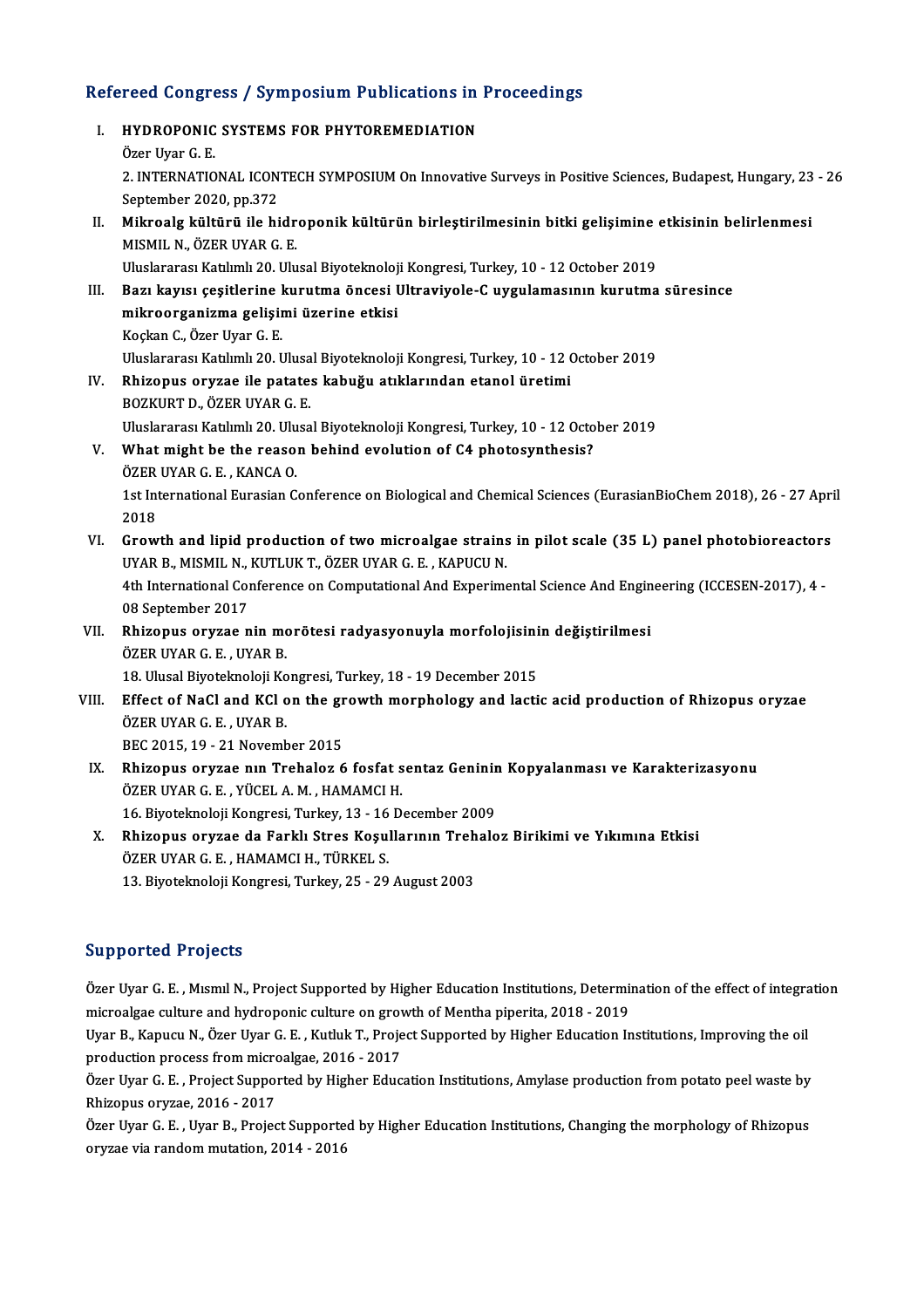## Refereed Congress / Symposium Publications in Proceedings

I. **HYDROPONIC SYSTEMS FOR PHYTOREMEDIATION**
   Özer Uyar G. E.
   2. INTERNATIONAL ICONTECH SYMPOSIUM On Innovative Surveys in Positive Sciences, Budapest, Hungary, 23 - 26 September 2020, pp.372
II. **Mikroalg kültürü ile hidroponik kültürün birleştirilmesinin bitki gelişimine etkisinin belirlenmesi**
   MISMIL N., ÖZER UYAR G. E.
   Uluslararası Katılımlı 20. Ulusal Biyoteknoloji Kongresi, Turkey, 10 - 12 October 2019
III. **Bazı kayısı çeşitlerine kurutma öncesi Ultraviyole-C uygulamasının kurutma süresince mikroorganizma gelişimi üzerine etkisi**
   Koçkan C., Özer Uyar G. E.
   Uluslararası Katılımlı 20. Ulusal Biyoteknoloji Kongresi, Turkey, 10 - 12 October 2019
IV. **Rhizopus oryzae ile patates kabuğu atıklarından etanol üretimi**
   BOZKURT D., ÖZER UYAR G. E.
   Uluslararası Katılımlı 20. Ulusal Biyoteknoloji Kongresi, Turkey, 10 - 12 October 2019
V. **What might be the reason behind evolution of C4 photosynthesis?**
   ÖZER UYAR G. E. , KANCA O.
   1st International Eurasian Conference on Biological and Chemical Sciences (EurasianBioChem 2018), 26 - 27 April 2018
VI. **Growth and lipid production of two microalgae strains in pilot scale (35 L) panel photobioreactors**
   UYAR B., MISMIL N., KUTLUK T., ÖZER UYAR G. E. , KAPUCU N.
   4th International Conference on Computational And Experimental Science And Engineering (ICCESEN-2017), 4 - 08 September 2017
VII. **Rhizopus oryzae nin morötesi radyasyonuyla morfolojisinin değiştirilmesi**
   ÖZER UYAR G. E. , UYAR B.
   18. Ulusal Biyoteknoloji Kongresi, Turkey, 18 - 19 December 2015
VIII. **Effect of NaCl and KCl on the growth morphology and lactic acid production of Rhizopus oryzae**
   ÖZER UYAR G. E. , UYAR B.
   BEC 2015, 19 - 21 November 2015
IX. **Rhizopus oryzae nın Trehaloz 6 fosfat sentaz Geninin Kopyalanması ve Karakterizasyonu**
   ÖZER UYAR G. E. , YÜCEL A. M. , HAMAMCI H.
   16. Biyoteknoloji Kongresi, Turkey, 13 - 16 December 2009
X. **Rhizopus oryzae da Farklı Stres Koşullarının Trehaloz Birikimi ve Yıkımına Etkisi**
   ÖZER UYAR G. E. , HAMAMCI H., TÜRKEL S.
   13. Biyoteknoloji Kongresi, Turkey, 25 - 29 August 2003

## Supported Projects

Özer Uyar G. E. , Mısmıl N., Project Supported by Higher Education Institutions, Determination of the effect of integration microalgae culture and hydroponic culture on growth of Mentha piperita, 2018 - 2019

Uyar B., Kapucu N., Özer Uyar G. E. , Kutluk T., Project Supported by Higher Education Institutions, Improving the oil production process from microalgae, 2016 - 2017

Özer Uyar G. E. , Project Supported by Higher Education Institutions, Amylase production from potato peel waste by Rhizopus oryzae, 2016 - 2017

Özer Uyar G. E. , Uyar B., Project Supported by Higher Education Institutions, Changing the morphology of Rhizopus oryzae via random mutation, 2014 - 2016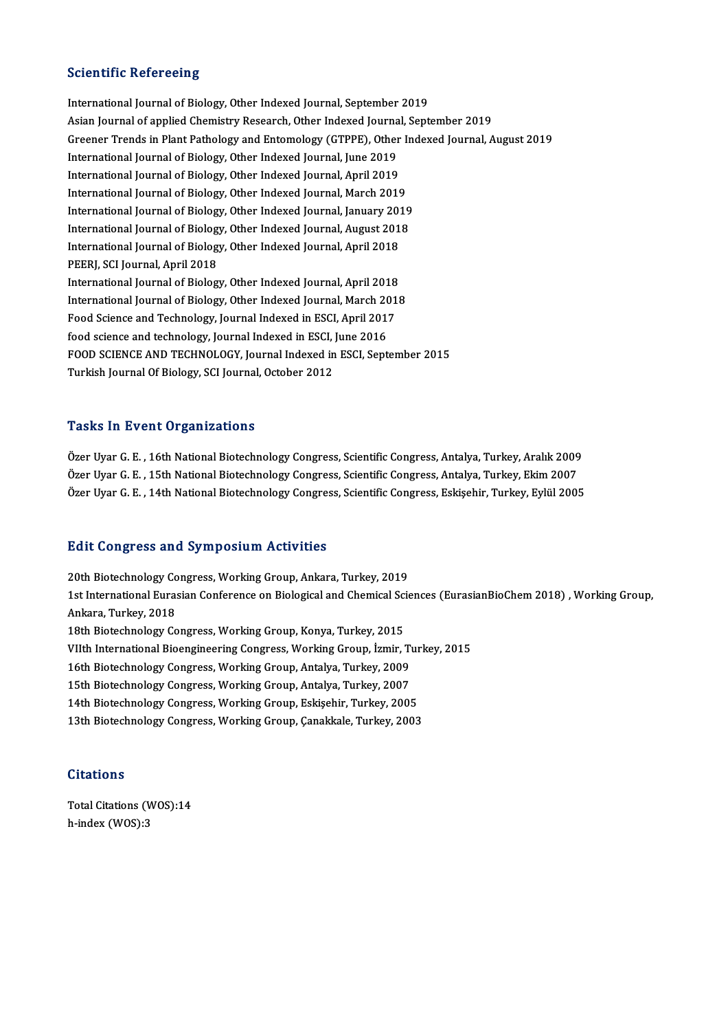## Scientific Refereeing

International Journal of Biology, Other Indexed Journal, September 2019
Asian Journal of applied Chemistry Research, Other Indexed Journal, September 2019
Greener Trends in Plant Pathology and Entomology (GTPPE), Other Indexed Journal, August 2019
International Journal of Biology, Other Indexed Journal, June 2019
International Journal of Biology, Other Indexed Journal, April 2019
International Journal of Biology, Other Indexed Journal, March 2019
International Journal of Biology, Other Indexed Journal, January 2019
International Journal of Biology, Other Indexed Journal, August 2018
International Journal of Biology, Other Indexed Journal, April 2018
PEERJ, SCI Journal, April 2018
International Journal of Biology, Other Indexed Journal, April 2018
International Journal of Biology, Other Indexed Journal, March 2018
Food Science and Technology, Journal Indexed in ESCI, April 2017
food science and technology, Journal Indexed in ESCI, June 2016
FOOD SCIENCE AND TECHNOLOGY, Journal Indexed in ESCI, September 2015
Turkish Journal Of Biology, SCI Journal, October 2012

## Tasks In Event Organizations

Özer Uyar G. E. , 16th National Biotechnology Congress, Scientific Congress, Antalya, Turkey, Aralık 2009
Özer Uyar G. E. , 15th National Biotechnology Congress, Scientific Congress, Antalya, Turkey, Ekim 2007
Özer Uyar G. E. , 14th National Biotechnology Congress, Scientific Congress, Eskişehir, Turkey, Eylül 2005

## Edit Congress and Symposium Activities

20th Biotechnology Congress, Working Group, Ankara, Turkey, 2019
1st International Eurasian Conference on Biological and Chemical Sciences (EurasianBioChem 2018) , Working Group, Ankara, Turkey, 2018
18th Biotechnology Congress, Working Group, Konya, Turkey, 2015
VIIth International Bioengineering Congress, Working Group, İzmir, Turkey, 2015
16th Biotechnology Congress, Working Group, Antalya, Turkey, 2009
15th Biotechnology Congress, Working Group, Antalya, Turkey, 2007
14th Biotechnology Congress, Working Group, Eskişehir, Turkey, 2005
13th Biotechnology Congress, Working Group, Çanakkale, Turkey, 2003

## Citations

Total Citations (WOS):14
h-index (WOS):3